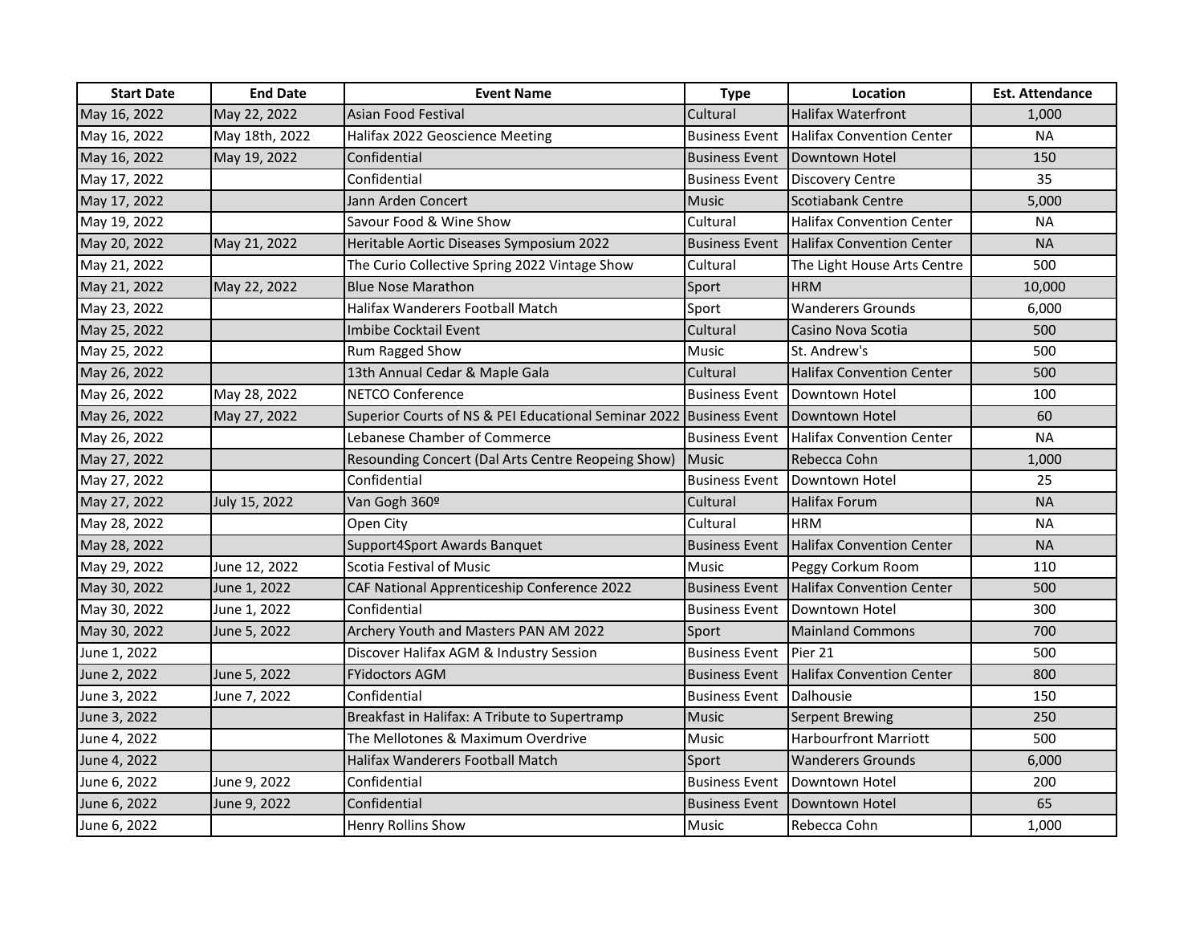| Start Date | End Date | Event Name | Type | Location | Est. Attendance |
|---|---|---|---|---|---|
| May 16, 2022 | May 22, 2022 | Asian Food Festival | Cultural | Halifax Waterfront | 1,000 |
| May 16, 2022 | May 18th, 2022 | Halifax 2022 Geoscience Meeting | Business Event | Halifax Convention Center | NA |
| May 16, 2022 | May 19, 2022 | Confidential | Business Event | Downtown Hotel | 150 |
| May 17, 2022 | | Confidential | Business Event | Discovery Centre | 35 |
| May 17, 2022 | | Jann Arden Concert | Music | Scotiabank Centre | 5,000 |
| May 19, 2022 | | Savour Food & Wine Show | Cultural | Halifax Convention Center | NA |
| May 20, 2022 | May 21, 2022 | Heritable Aortic Diseases Symposium 2022 | Business Event | Halifax Convention Center | NA |
| May 21, 2022 | | The Curio Collective Spring 2022 Vintage Show | Cultural | The Light House Arts Centre | 500 |
| May 21, 2022 | May 22, 2022 | Blue Nose Marathon | Sport | HRM | 10,000 |
| May 23, 2022 | | Halifax Wanderers Football Match | Sport | Wanderers Grounds | 6,000 |
| May 25, 2022 | | Imbibe Cocktail Event | Cultural | Casino Nova Scotia | 500 |
| May 25, 2022 | | Rum Ragged Show | Music | St. Andrew's | 500 |
| May 26, 2022 | | 13th Annual Cedar & Maple Gala | Cultural | Halifax Convention Center | 500 |
| May 26, 2022 | May 28, 2022 | NETCO Conference | Business Event | Downtown Hotel | 100 |
| May 26, 2022 | May 27, 2022 | Superior Courts of NS & PEI Educational Seminar 2022 | Business Event | Downtown Hotel | 60 |
| May 26, 2022 | | Lebanese Chamber of Commerce | Business Event | Halifax Convention Center | NA |
| May 27, 2022 | | Resounding Concert (Dal Arts Centre Reopeing Show) | Music | Rebecca Cohn | 1,000 |
| May 27, 2022 | | Confidential | Business Event | Downtown Hotel | 25 |
| May 27, 2022 | July 15, 2022 | Van Gogh 360º | Cultural | Halifax Forum | NA |
| May 28, 2022 | | Open City | Cultural | HRM | NA |
| May 28, 2022 | | Support4Sport Awards Banquet | Business Event | Halifax Convention Center | NA |
| May 29, 2022 | June 12, 2022 | Scotia Festival of Music | Music | Peggy Corkum Room | 110 |
| May 30, 2022 | June 1, 2022 | CAF National Apprenticeship Conference 2022 | Business Event | Halifax Convention Center | 500 |
| May 30, 2022 | June 1, 2022 | Confidential | Business Event | Downtown Hotel | 300 |
| May 30, 2022 | June 5, 2022 | Archery Youth and Masters PAN AM 2022 | Sport | Mainland Commons | 700 |
| June 1, 2022 | | Discover Halifax AGM & Industry Session | Business Event | Pier 21 | 500 |
| June 2, 2022 | June 5, 2022 | FYidoctors AGM | Business Event | Halifax Convention Center | 800 |
| June 3, 2022 | June 7, 2022 | Confidential | Business Event | Dalhousie | 150 |
| June 3, 2022 | | Breakfast in Halifax: A Tribute to Supertramp | Music | Serpent Brewing | 250 |
| June 4, 2022 | | The Mellotones & Maximum Overdrive | Music | Harbourfront Marriott | 500 |
| June 4, 2022 | | Halifax Wanderers Football Match | Sport | Wanderers Grounds | 6,000 |
| June 6, 2022 | June 9, 2022 | Confidential | Business Event | Downtown Hotel | 200 |
| June 6, 2022 | June 9, 2022 | Confidential | Business Event | Downtown Hotel | 65 |
| June 6, 2022 | | Henry Rollins Show | Music | Rebecca Cohn | 1,000 |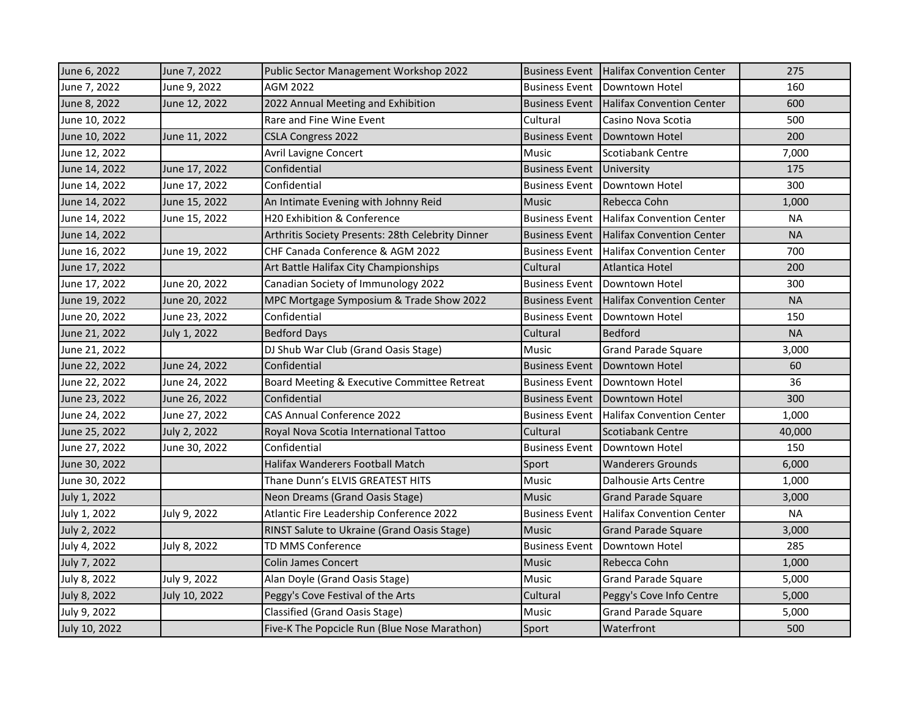| | | | | | |
|---|---|---|---|---|---|
| June 6, 2022 | June 7, 2022 | Public Sector Management Workshop 2022 | Business Event | Halifax Convention Center | 275 |
| June 7, 2022 | June 9, 2022 | AGM 2022 | Business Event | Downtown Hotel | 160 |
| June 8, 2022 | June 12, 2022 | 2022 Annual Meeting and Exhibition | Business Event | Halifax Convention Center | 600 |
| June 10, 2022 | | Rare and Fine Wine Event | Cultural | Casino Nova Scotia | 500 |
| June 10, 2022 | June 11, 2022 | CSLA Congress 2022 | Business Event | Downtown Hotel | 200 |
| June 12, 2022 | | Avril Lavigne Concert | Music | Scotiabank Centre | 7,000 |
| June 14, 2022 | June 17, 2022 | Confidential | Business Event | University | 175 |
| June 14, 2022 | June 17, 2022 | Confidential | Business Event | Downtown Hotel | 300 |
| June 14, 2022 | June 15, 2022 | An Intimate Evening with Johnny Reid | Music | Rebecca Cohn | 1,000 |
| June 14, 2022 | June 15, 2022 | H20 Exhibition & Conference | Business Event | Halifax Convention Center | NA |
| June 14, 2022 | | Arthritis Society Presents: 28th Celebrity Dinner | Business Event | Halifax Convention Center | NA |
| June 16, 2022 | June 19, 2022 | CHF Canada Conference & AGM 2022 | Business Event | Halifax Convention Center | 700 |
| June 17, 2022 | | Art Battle Halifax City Championships | Cultural | Atlantica Hotel | 200 |
| June 17, 2022 | June 20, 2022 | Canadian Society of Immunology 2022 | Business Event | Downtown Hotel | 300 |
| June 19, 2022 | June 20, 2022 | MPC Mortgage Symposium & Trade Show 2022 | Business Event | Halifax Convention Center | NA |
| June 20, 2022 | June 23, 2022 | Confidential | Business Event | Downtown Hotel | 150 |
| June 21, 2022 | July 1, 2022 | Bedford Days | Cultural | Bedford | NA |
| June 21, 2022 | | DJ Shub War Club (Grand Oasis Stage) | Music | Grand Parade Square | 3,000 |
| June 22, 2022 | June 24, 2022 | Confidential | Business Event | Downtown Hotel | 60 |
| June 22, 2022 | June 24, 2022 | Board Meeting & Executive Committee Retreat | Business Event | Downtown Hotel | 36 |
| June 23, 2022 | June 26, 2022 | Confidential | Business Event | Downtown Hotel | 300 |
| June 24, 2022 | June 27, 2022 | CAS Annual Conference 2022 | Business Event | Halifax Convention Center | 1,000 |
| June 25, 2022 | July 2, 2022 | Royal Nova Scotia International Tattoo | Cultural | Scotiabank Centre | 40,000 |
| June 27, 2022 | June 30, 2022 | Confidential | Business Event | Downtown Hotel | 150 |
| June 30, 2022 | | Halifax Wanderers Football Match | Sport | Wanderers Grounds | 6,000 |
| June 30, 2022 | | Thane Dunn's ELVIS GREATEST HITS | Music | Dalhousie Arts Centre | 1,000 |
| July 1, 2022 | | Neon Dreams (Grand Oasis Stage) | Music | Grand Parade Square | 3,000 |
| July 1, 2022 | July 9, 2022 | Atlantic Fire Leadership Conference 2022 | Business Event | Halifax Convention Center | NA |
| July 2, 2022 | | RINST Salute to Ukraine (Grand Oasis Stage) | Music | Grand Parade Square | 3,000 |
| July 4, 2022 | July 8, 2022 | TD MMS Conference | Business Event | Downtown Hotel | 285 |
| July 7, 2022 | | Colin James Concert | Music | Rebecca Cohn | 1,000 |
| July 8, 2022 | July 9, 2022 | Alan Doyle (Grand Oasis Stage) | Music | Grand Parade Square | 5,000 |
| July 8, 2022 | July 10, 2022 | Peggy's Cove Festival of the Arts | Cultural | Peggy's Cove Info Centre | 5,000 |
| July 9, 2022 | | Classified (Grand Oasis Stage) | Music | Grand Parade Square | 5,000 |
| July 10, 2022 | | Five-K The Popcicle Run (Blue Nose Marathon) | Sport | Waterfront | 500 |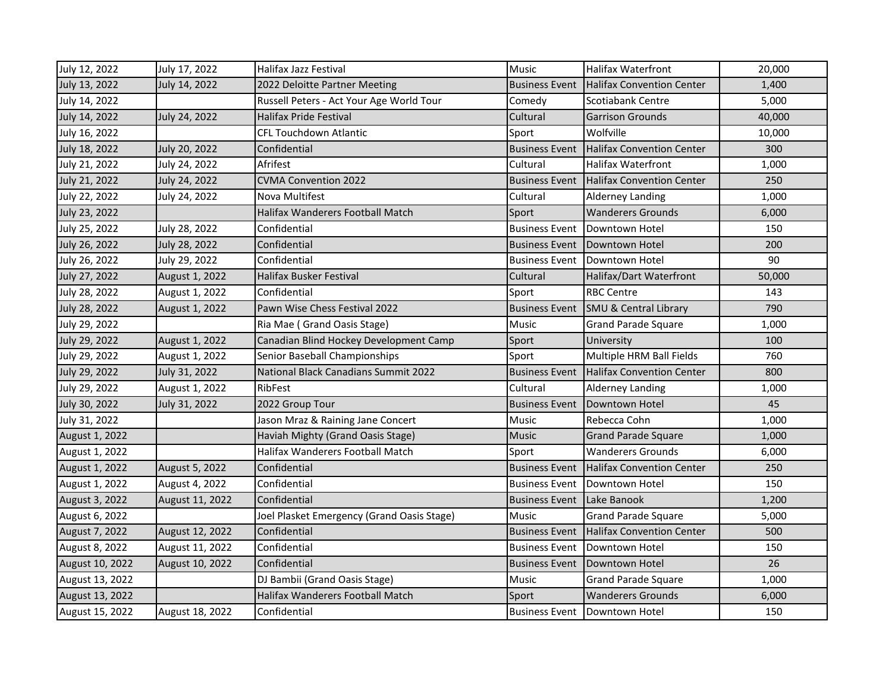| | | | | | |
|---|---|---|---|---|---|
| July 12, 2022 | July 17, 2022 | Halifax Jazz Festival | Music | Halifax Waterfront | 20,000 |
| July 13, 2022 | July 14, 2022 | 2022 Deloitte Partner Meeting | Business Event | Halifax Convention Center | 1,400 |
| July 14, 2022 | | Russell Peters - Act Your Age World Tour | Comedy | Scotiabank Centre | 5,000 |
| July 14, 2022 | July 24, 2022 | Halifax Pride Festival | Cultural | Garrison Grounds | 40,000 |
| July 16, 2022 | | CFL Touchdown Atlantic | Sport | Wolfville | 10,000 |
| July 18, 2022 | July 20, 2022 | Confidential | Business Event | Halifax Convention Center | 300 |
| July 21, 2022 | July 24, 2022 | Afrifest | Cultural | Halifax Waterfront | 1,000 |
| July 21, 2022 | July 24, 2022 | CVMA Convention 2022 | Business Event | Halifax Convention Center | 250 |
| July 22, 2022 | July 24, 2022 | Nova Multifest | Cultural | Alderney Landing | 1,000 |
| July 23, 2022 | | Halifax Wanderers Football Match | Sport | Wanderers Grounds | 6,000 |
| July 25, 2022 | July 28, 2022 | Confidential | Business Event | Downtown Hotel | 150 |
| July 26, 2022 | July 28, 2022 | Confidential | Business Event | Downtown Hotel | 200 |
| July 26, 2022 | July 29, 2022 | Confidential | Business Event | Downtown Hotel | 90 |
| July 27, 2022 | August 1, 2022 | Halifax Busker Festival | Cultural | Halifax/Dart Waterfront | 50,000 |
| July 28, 2022 | August 1, 2022 | Confidential | Sport | RBC Centre | 143 |
| July 28, 2022 | August 1, 2022 | Pawn Wise Chess Festival 2022 | Business Event | SMU & Central Library | 790 |
| July 29, 2022 | | Ria Mae ( Grand Oasis Stage) | Music | Grand Parade Square | 1,000 |
| July 29, 2022 | August 1, 2022 | Canadian Blind Hockey Development Camp | Sport | University | 100 |
| July 29, 2022 | August 1, 2022 | Senior Baseball Championships | Sport | Multiple HRM Ball Fields | 760 |
| July 29, 2022 | July 31, 2022 | National Black Canadians Summit 2022 | Business Event | Halifax Convention Center | 800 |
| July 29, 2022 | August 1, 2022 | RibFest | Cultural | Alderney Landing | 1,000 |
| July 30, 2022 | July 31, 2022 | 2022 Group Tour | Business Event | Downtown Hotel | 45 |
| July 31, 2022 | | Jason Mraz & Raining Jane Concert | Music | Rebecca Cohn | 1,000 |
| August 1, 2022 | | Haviah Mighty (Grand Oasis Stage) | Music | Grand Parade Square | 1,000 |
| August 1, 2022 | | Halifax Wanderers Football Match | Sport | Wanderers Grounds | 6,000 |
| August 1, 2022 | August 5, 2022 | Confidential | Business Event | Halifax Convention Center | 250 |
| August 1, 2022 | August 4, 2022 | Confidential | Business Event | Downtown Hotel | 150 |
| August 3, 2022 | August 11, 2022 | Confidential | Business Event | Lake Banook | 1,200 |
| August 6, 2022 | | Joel Plasket Emergency (Grand Oasis Stage) | Music | Grand Parade Square | 5,000 |
| August 7, 2022 | August 12, 2022 | Confidential | Business Event | Halifax Convention Center | 500 |
| August 8, 2022 | August 11, 2022 | Confidential | Business Event | Downtown Hotel | 150 |
| August 10, 2022 | August 10, 2022 | Confidential | Business Event | Downtown Hotel | 26 |
| August 13, 2022 | | DJ Bambii (Grand Oasis Stage) | Music | Grand Parade Square | 1,000 |
| August 13, 2022 | | Halifax Wanderers Football Match | Sport | Wanderers Grounds | 6,000 |
| August 15, 2022 | August 18, 2022 | Confidential | Business Event | Downtown Hotel | 150 |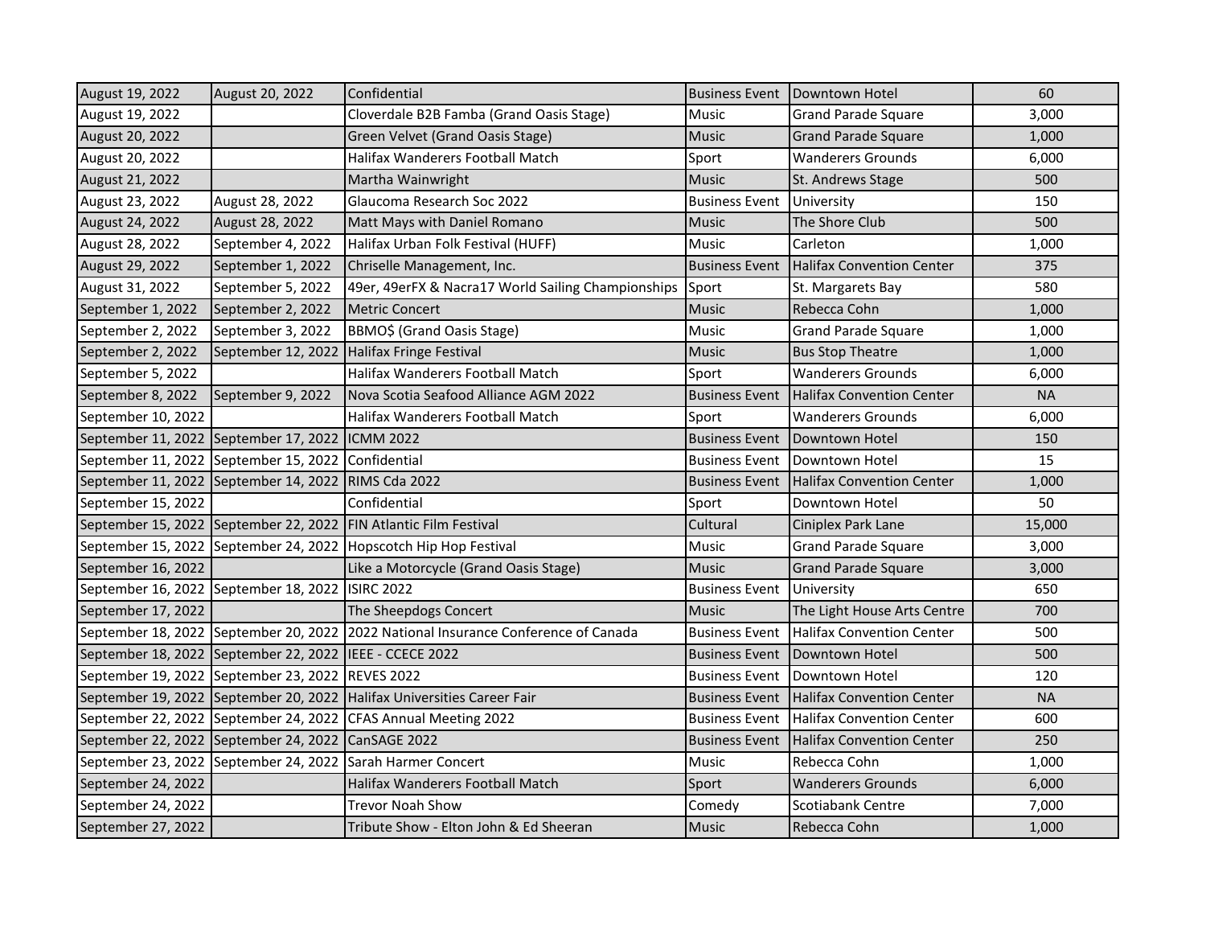| August 19, 2022 | August 20, 2022 | Confidential | Business Event | Downtown Hotel | 60 |
|---|---|---|---|---|---|
| August 19, 2022 | | Cloverdale B2B Famba (Grand Oasis Stage) | Music | Grand Parade Square | 3,000 |
| August 20, 2022 | | Green Velvet (Grand Oasis Stage) | Music | Grand Parade Square | 1,000 |
| August 20, 2022 | | Halifax Wanderers Football Match | Sport | Wanderers Grounds | 6,000 |
| August 21, 2022 | | Martha Wainwright | Music | St. Andrews Stage | 500 |
| August 23, 2022 | August 28, 2022 | Glaucoma Research Soc 2022 | Business Event | University | 150 |
| August 24, 2022 | August 28, 2022 | Matt Mays with Daniel Romano | Music | The Shore Club | 500 |
| August 28, 2022 | September 4, 2022 | Halifax Urban Folk Festival (HUFF) | Music | Carleton | 1,000 |
| August 29, 2022 | September 1, 2022 | Chriselle Management, Inc. | Business Event | Halifax Convention Center | 375 |
| August 31, 2022 | September 5, 2022 | 49er, 49erFX & Nacra17 World Sailing Championships | Sport | St. Margarets Bay | 580 |
| September 1, 2022 | September 2, 2022 | Metric Concert | Music | Rebecca Cohn | 1,000 |
| September 2, 2022 | September 3, 2022 | BBMO$ (Grand Oasis Stage) | Music | Grand Parade Square | 1,000 |
| September 2, 2022 | September 12, 2022 | Halifax Fringe Festival | Music | Bus Stop Theatre | 1,000 |
| September 5, 2022 | | Halifax Wanderers Football Match | Sport | Wanderers Grounds | 6,000 |
| September 8, 2022 | September 9, 2022 | Nova Scotia Seafood Alliance AGM 2022 | Business Event | Halifax Convention Center | NA |
| September 10, 2022 | | Halifax Wanderers Football Match | Sport | Wanderers Grounds | 6,000 |
| September 11, 2022 | September 17, 2022 | ICMM 2022 | Business Event | Downtown Hotel | 150 |
| September 11, 2022 | September 15, 2022 | Confidential | Business Event | Downtown Hotel | 15 |
| September 11, 2022 | September 14, 2022 | RIMS Cda 2022 | Business Event | Halifax Convention Center | 1,000 |
| September 15, 2022 | | Confidential | Sport | Downtown Hotel | 50 |
| September 15, 2022 | September 22, 2022 | FIN Atlantic Film Festival | Cultural | Ciniplex Park Lane | 15,000 |
| September 15, 2022 | September 24, 2022 | Hopscotch Hip Hop Festival | Music | Grand Parade Square | 3,000 |
| September 16, 2022 | | Like a Motorcycle (Grand Oasis Stage) | Music | Grand Parade Square | 3,000 |
| September 16, 2022 | September 18, 2022 | ISIRC 2022 | Business Event | University | 650 |
| September 17, 2022 | | The Sheepdogs Concert | Music | The Light House Arts Centre | 700 |
| September 18, 2022 | September 20, 2022 | 2022 National Insurance Conference of Canada | Business Event | Halifax Convention Center | 500 |
| September 18, 2022 | September 22, 2022 | IEEE - CCECE 2022 | Business Event | Downtown Hotel | 500 |
| September 19, 2022 | September 23, 2022 | REVES 2022 | Business Event | Downtown Hotel | 120 |
| September 19, 2022 | September 20, 2022 | Halifax Universities Career Fair | Business Event | Halifax Convention Center | NA |
| September 22, 2022 | September 24, 2022 | CFAS Annual Meeting 2022 | Business Event | Halifax Convention Center | 600 |
| September 22, 2022 | September 24, 2022 | CanSAGE 2022 | Business Event | Halifax Convention Center | 250 |
| September 23, 2022 | September 24, 2022 | Sarah Harmer Concert | Music | Rebecca Cohn | 1,000 |
| September 24, 2022 | | Halifax Wanderers Football Match | Sport | Wanderers Grounds | 6,000 |
| September 24, 2022 | | Trevor Noah Show | Comedy | Scotiabank Centre | 7,000 |
| September 27, 2022 | | Tribute Show - Elton John & Ed Sheeran | Music | Rebecca Cohn | 1,000 |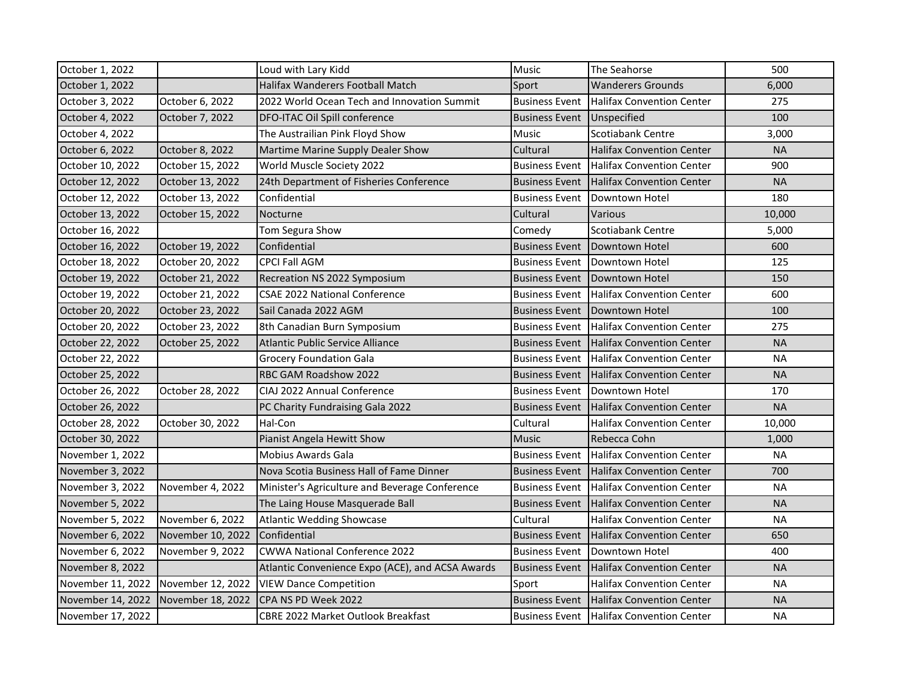| | | | | | |
|---|---|---|---|---|---|
| October 1, 2022 | | Loud with Lary Kidd | Music | The Seahorse | 500 |
| October 1, 2022 | | Halifax Wanderers Football Match | Sport | Wanderers Grounds | 6,000 |
| October 3, 2022 | October 6, 2022 | 2022 World Ocean Tech and Innovation Summit | Business Event | Halifax Convention Center | 275 |
| October 4, 2022 | October 7, 2022 | DFO-ITAC Oil Spill conference | Business Event | Unspecified | 100 |
| October 4, 2022 | | The Austrailian Pink Floyd Show | Music | Scotiabank Centre | 3,000 |
| October 6, 2022 | October 8, 2022 | Martime Marine Supply Dealer Show | Cultural | Halifax Convention Center | NA |
| October 10, 2022 | October 15, 2022 | World Muscle Society 2022 | Business Event | Halifax Convention Center | 900 |
| October 12, 2022 | October 13, 2022 | 24th Department of Fisheries Conference | Business Event | Halifax Convention Center | NA |
| October 12, 2022 | October 13, 2022 | Confidential | Business Event | Downtown Hotel | 180 |
| October 13, 2022 | October 15, 2022 | Nocturne | Cultural | Various | 10,000 |
| October 16, 2022 | | Tom Segura Show | Comedy | Scotiabank Centre | 5,000 |
| October 16, 2022 | October 19, 2022 | Confidential | Business Event | Downtown Hotel | 600 |
| October 18, 2022 | October 20, 2022 | CPCI Fall AGM | Business Event | Downtown Hotel | 125 |
| October 19, 2022 | October 21, 2022 | Recreation NS 2022 Symposium | Business Event | Downtown Hotel | 150 |
| October 19, 2022 | October 21, 2022 | CSAE 2022 National Conference | Business Event | Halifax Convention Center | 600 |
| October 20, 2022 | October 23, 2022 | Sail Canada 2022 AGM | Business Event | Downtown Hotel | 100 |
| October 20, 2022 | October 23, 2022 | 8th Canadian Burn Symposium | Business Event | Halifax Convention Center | 275 |
| October 22, 2022 | October 25, 2022 | Atlantic Public Service Alliance | Business Event | Halifax Convention Center | NA |
| October 22, 2022 | | Grocery Foundation Gala | Business Event | Halifax Convention Center | NA |
| October 25, 2022 | | RBC GAM Roadshow 2022 | Business Event | Halifax Convention Center | NA |
| October 26, 2022 | October 28, 2022 | CIAJ 2022 Annual Conference | Business Event | Downtown Hotel | 170 |
| October 26, 2022 | | PC Charity Fundraising Gala 2022 | Business Event | Halifax Convention Center | NA |
| October 28, 2022 | October 30, 2022 | Hal-Con | Cultural | Halifax Convention Center | 10,000 |
| October 30, 2022 | | Pianist Angela Hewitt Show | Music | Rebecca Cohn | 1,000 |
| November 1, 2022 | | Mobius Awards Gala | Business Event | Halifax Convention Center | NA |
| November 3, 2022 | | Nova Scotia Business Hall of Fame Dinner | Business Event | Halifax Convention Center | 700 |
| November 3, 2022 | November 4, 2022 | Minister's Agriculture and Beverage Conference | Business Event | Halifax Convention Center | NA |
| November 5, 2022 | | The Laing House Masquerade Ball | Business Event | Halifax Convention Center | NA |
| November 5, 2022 | November 6, 2022 | Atlantic Wedding Showcase | Cultural | Halifax Convention Center | NA |
| November 6, 2022 | November 10, 2022 | Confidential | Business Event | Halifax Convention Center | 650 |
| November 6, 2022 | November 9, 2022 | CWWA National Conference 2022 | Business Event | Downtown Hotel | 400 |
| November 8, 2022 | | Atlantic Convenience Expo (ACE), and ACSA Awards | Business Event | Halifax Convention Center | NA |
| November 11, 2022 | November 12, 2022 | VIEW Dance Competition | Sport | Halifax Convention Center | NA |
| November 14, 2022 | November 18, 2022 | CPA NS PD Week 2022 | Business Event | Halifax Convention Center | NA |
| November 17, 2022 | | CBRE 2022 Market Outlook Breakfast | Business Event | Halifax Convention Center | NA |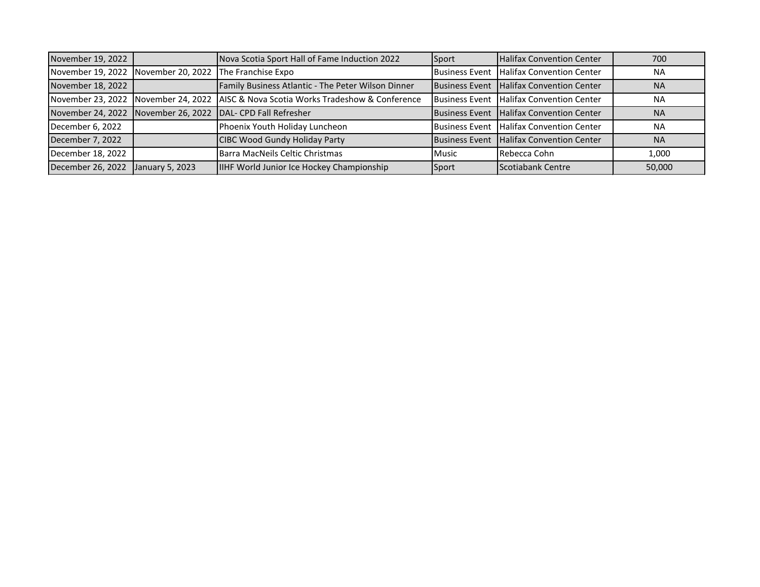| | | | | | |
|---|---|---|---|---|---|
| November 19, 2022 | | Nova Scotia Sport Hall of Fame Induction 2022 | Sport | Halifax Convention Center | 700 |
| November 19, 2022 | November 20, 2022 | The Franchise Expo | Business Event | Halifax Convention Center | NA |
| November 18, 2022 | | Family Business Atlantic - The Peter Wilson Dinner | Business Event | Halifax Convention Center | NA |
| November 23, 2022 | November 24, 2022 | AISC & Nova Scotia Works Tradeshow & Conference | Business Event | Halifax Convention Center | NA |
| November 24, 2022 | November 26, 2022 | DAL- CPD Fall Refresher | Business Event | Halifax Convention Center | NA |
| December 6, 2022 | | Phoenix Youth Holiday Luncheon | Business Event | Halifax Convention Center | NA |
| December 7, 2022 | | CIBC Wood Gundy Holiday Party | Business Event | Halifax Convention Center | NA |
| December 18, 2022 | | Barra MacNeils Celtic Christmas | Music | Rebecca Cohn | 1,000 |
| December 26, 2022 | January 5, 2023 | IIHF World Junior Ice Hockey Championship | Sport | Scotiabank Centre | 50,000 |